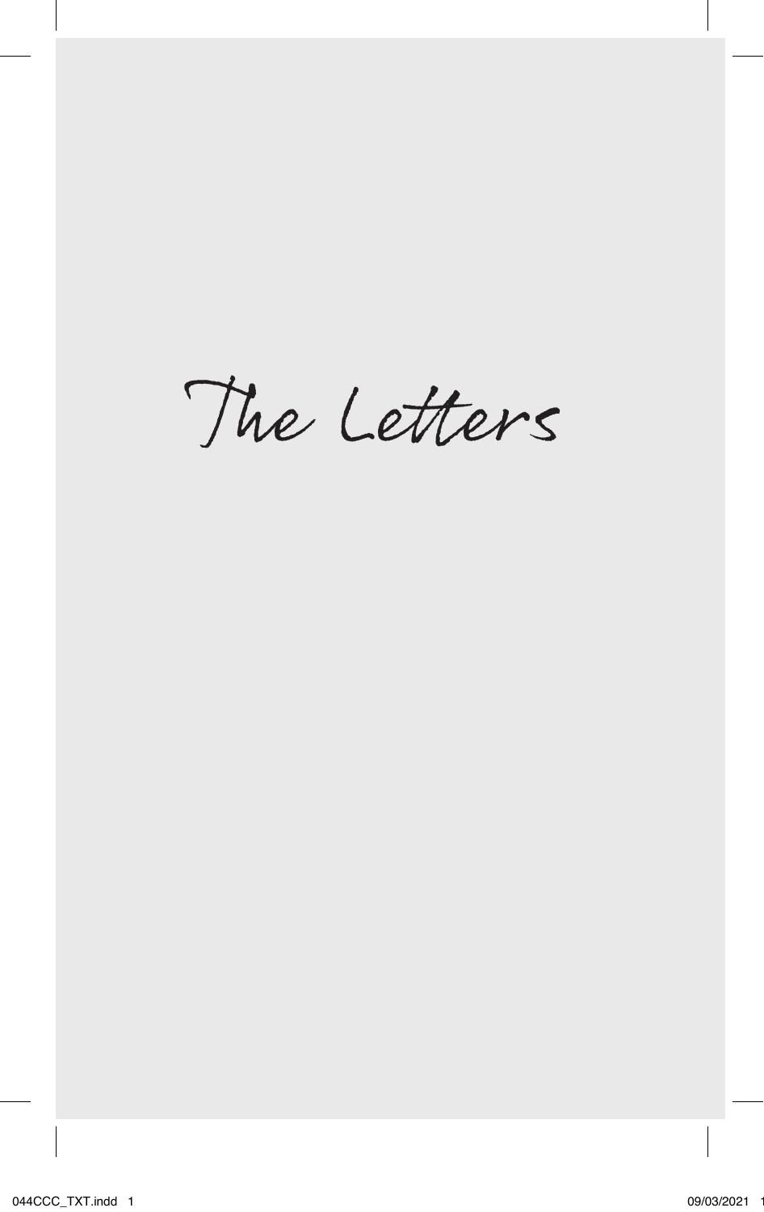# The Letters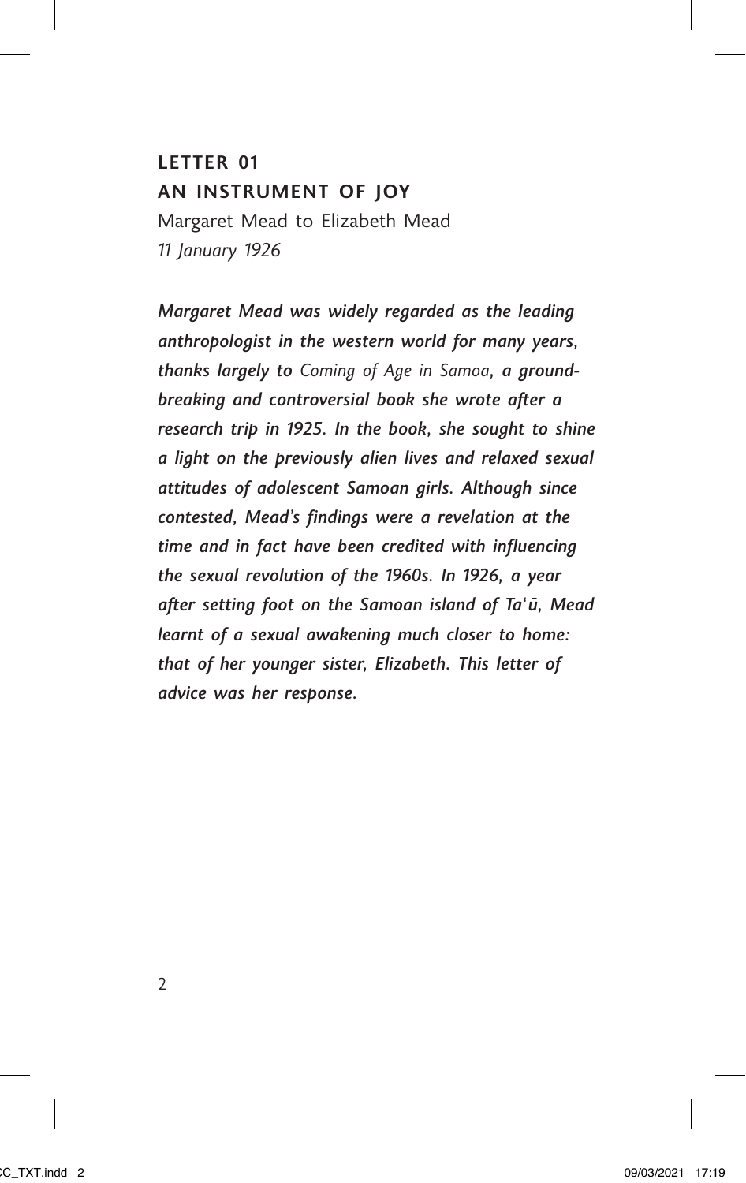# LETTER 01
## AN INSTRUMENT OF JOY

Margaret Mead to Elizabeth Mead
*11 January 1926*

***Margaret Mead was widely regarded as the leading anthropologist in the western world for many years, thanks largely to*** *Coming of Age in Samoa*, ***a ground-breaking and controversial book she wrote after a research trip in 1925. In the book, she sought to shine a light on the previously alien lives and relaxed sexual attitudes of adolescent Samoan girls. Although since contested, Mead's findings were a revelation at the time and in fact have been credited with influencing the sexual revolution of the 1960s. In 1926, a year after setting foot on the Samoan island of Ta'ū, Mead learnt of a sexual awakening much closer to home: that of her younger sister, Elizabeth. This letter of advice was her response.***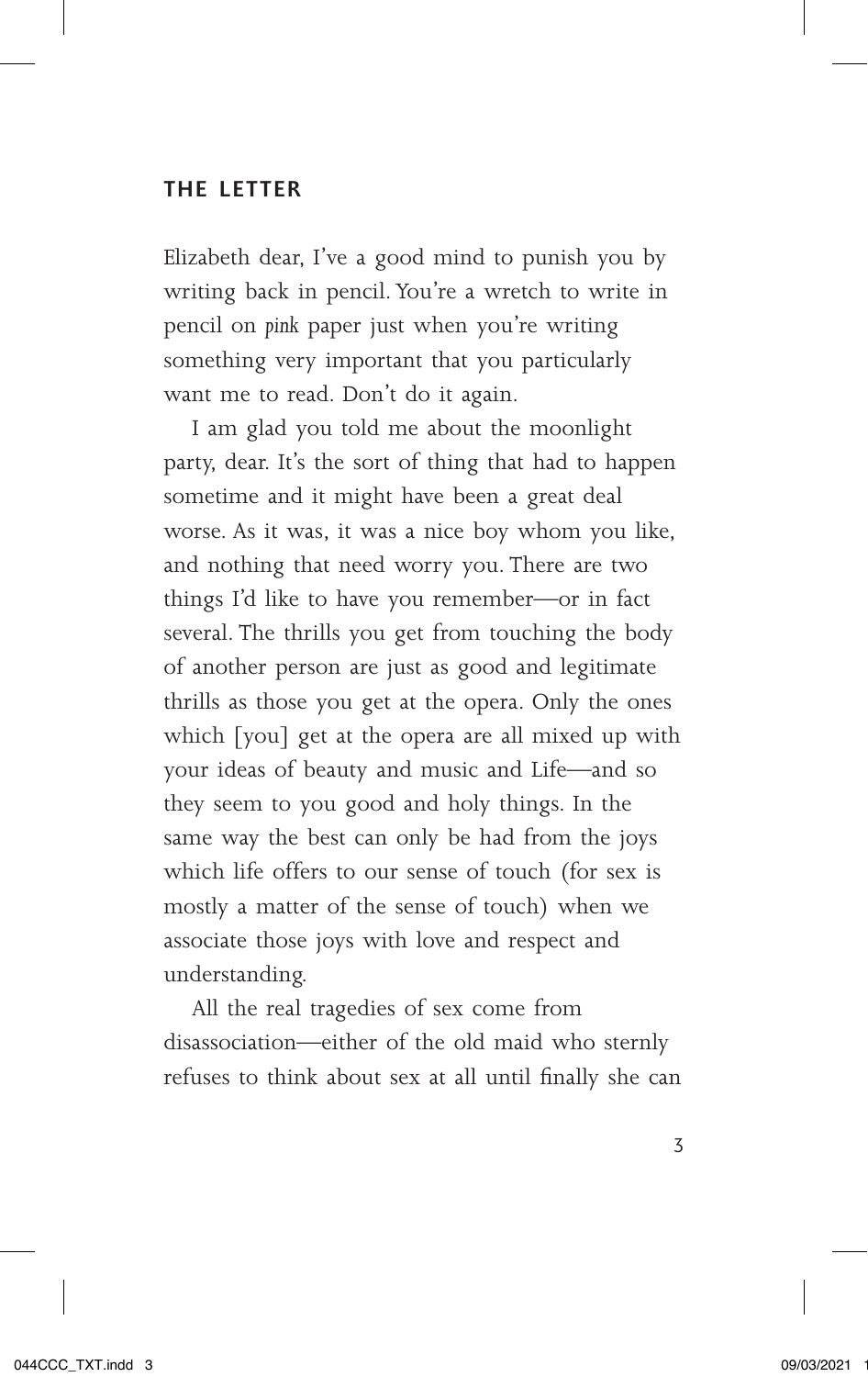## THE LETTER

Elizabeth dear, I've a good mind to punish you by writing back in pencil. You're a wretch to write in pencil on *pink* paper just when you're writing something very important that you particularly want me to read. Don't do it again.

I am glad you told me about the moonlight party, dear. It's the sort of thing that had to happen sometime and it might have been a great deal worse. As it was, it was a nice boy whom you like, and nothing that need worry you. There are two things I'd like to have you remember—or in fact several. The thrills you get from touching the body of another person are just as good and legitimate thrills as those you get at the opera. Only the ones which [you] get at the opera are all mixed up with your ideas of beauty and music and Life—and so they seem to you good and holy things. In the same way the best can only be had from the joys which life offers to our sense of touch (for sex is mostly a matter of the sense of touch) when we associate those joys with love and respect and understanding.

All the real tragedies of sex come from disassociation—either of the old maid who sternly refuses to think about sex at all until finally she can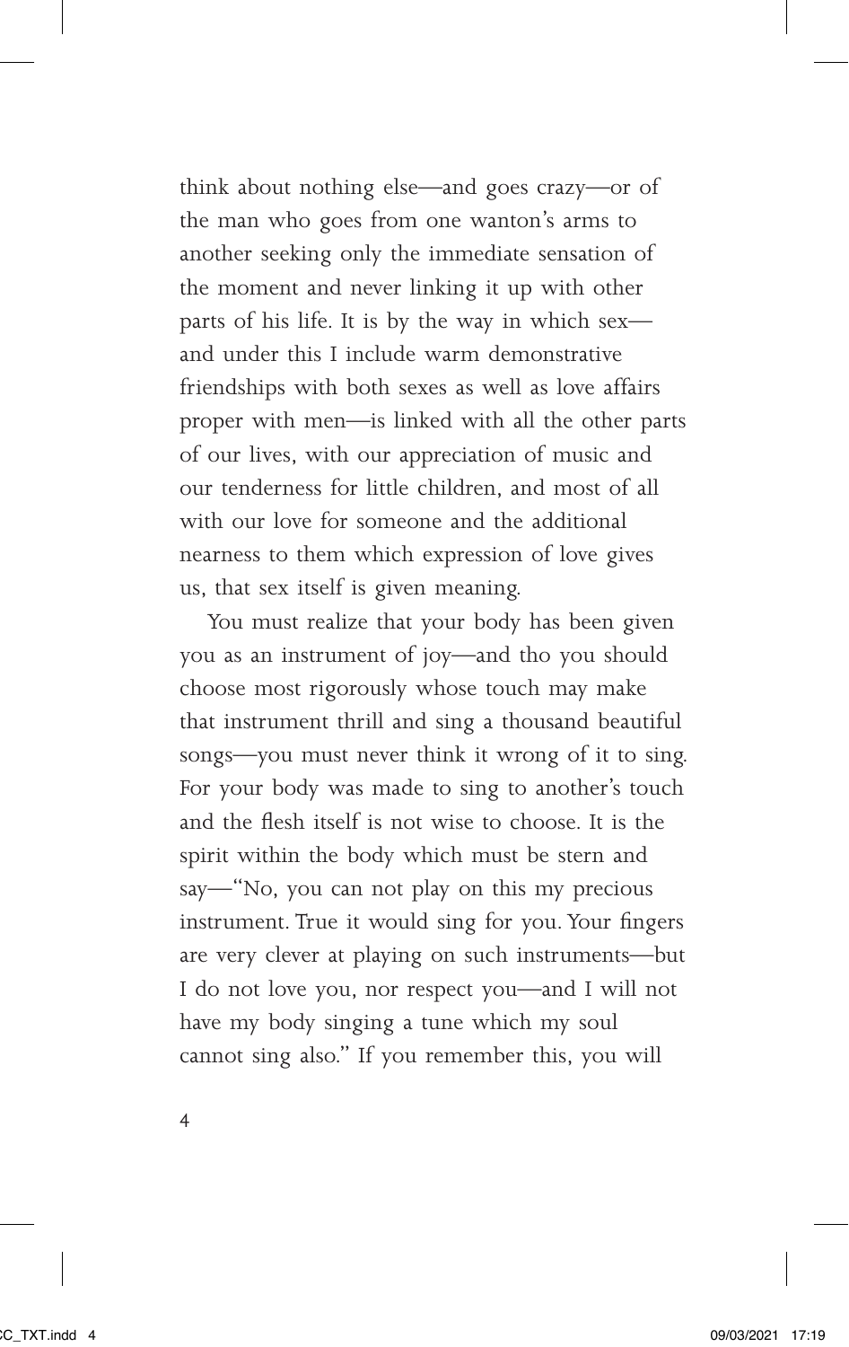think about nothing else—and goes crazy—or of the man who goes from one wanton's arms to another seeking only the immediate sensation of the moment and never linking it up with other parts of his life. It is by the way in which sex—and under this I include warm demonstrative friendships with both sexes as well as love affairs proper with men—is linked with all the other parts of our lives, with our appreciation of music and our tenderness for little children, and most of all with our love for someone and the additional nearness to them which expression of love gives us, that sex itself is given meaning.

You must realize that your body has been given you as an instrument of joy—and tho you should choose most rigorously whose touch may make that instrument thrill and sing a thousand beautiful songs—you must never think it wrong of it to sing. For your body was made to sing to another's touch and the flesh itself is not wise to choose. It is the spirit within the body which must be stern and say—"No, you can not play on this my precious instrument. True it would sing for you. Your fingers are very clever at playing on such instruments—but I do not love you, nor respect you—and I will not have my body singing a tune which my soul cannot sing also." If you remember this, you will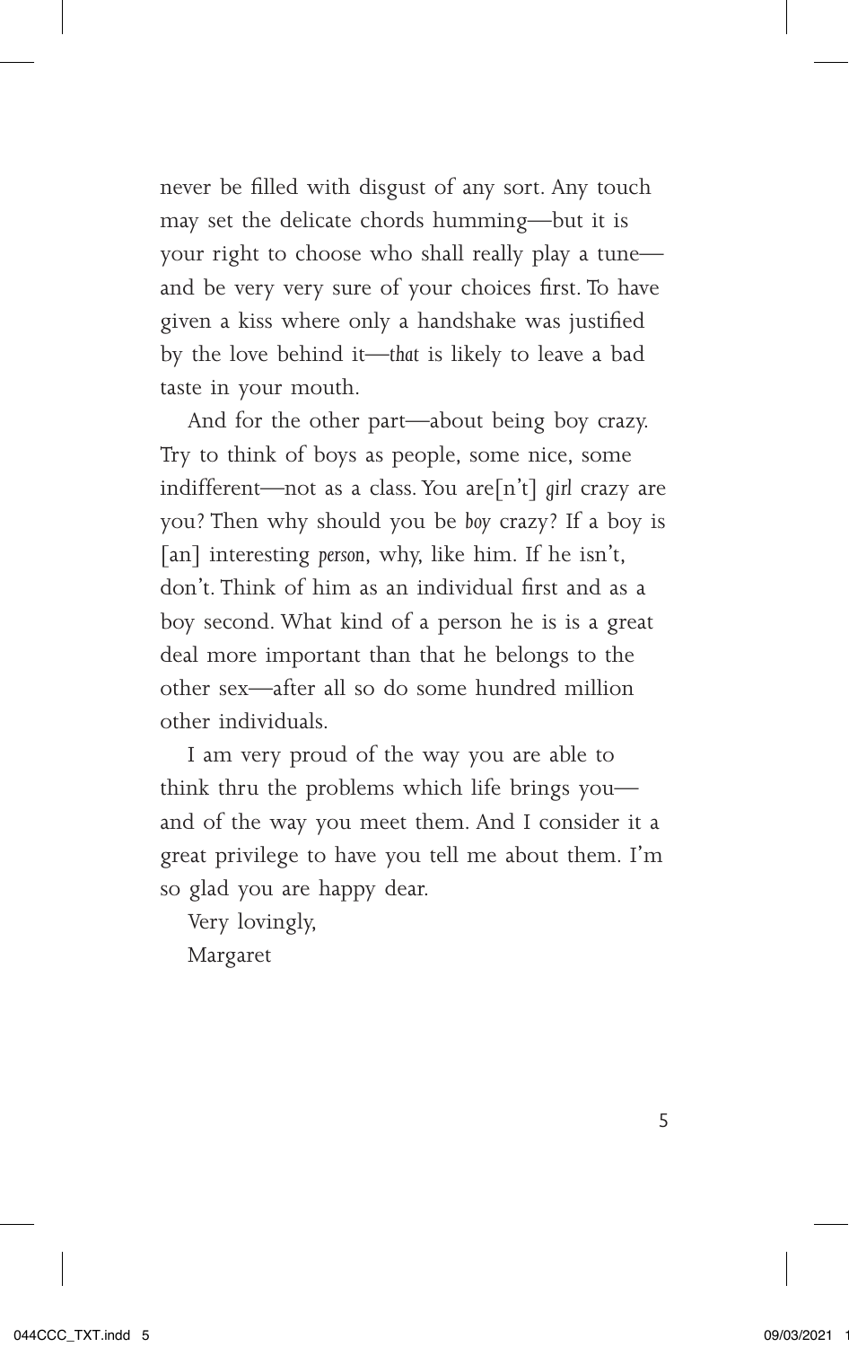never be filled with disgust of any sort. Any touch may set the delicate chords humming—but it is your right to choose who shall really play a tune—and be very very sure of your choices first. To have given a kiss where only a handshake was justified by the love behind it—*that* is likely to leave a bad taste in your mouth.

And for the other part—about being boy crazy. Try to think of boys as people, some nice, some indifferent—not as a class. You are[n't] *girl* crazy are you? Then why should you be *boy* crazy? If a boy is [an] interesting *person*, why, like him. If he isn't, don't. Think of him as an individual first and as a boy second. What kind of a person he is is a great deal more important than that he belongs to the other sex—after all so do some hundred million other individuals.

I am very proud of the way you are able to think thru the problems which life brings you—and of the way you meet them. And I consider it a great privilege to have you tell me about them. I'm so glad you are happy dear.

Very lovingly,

Margaret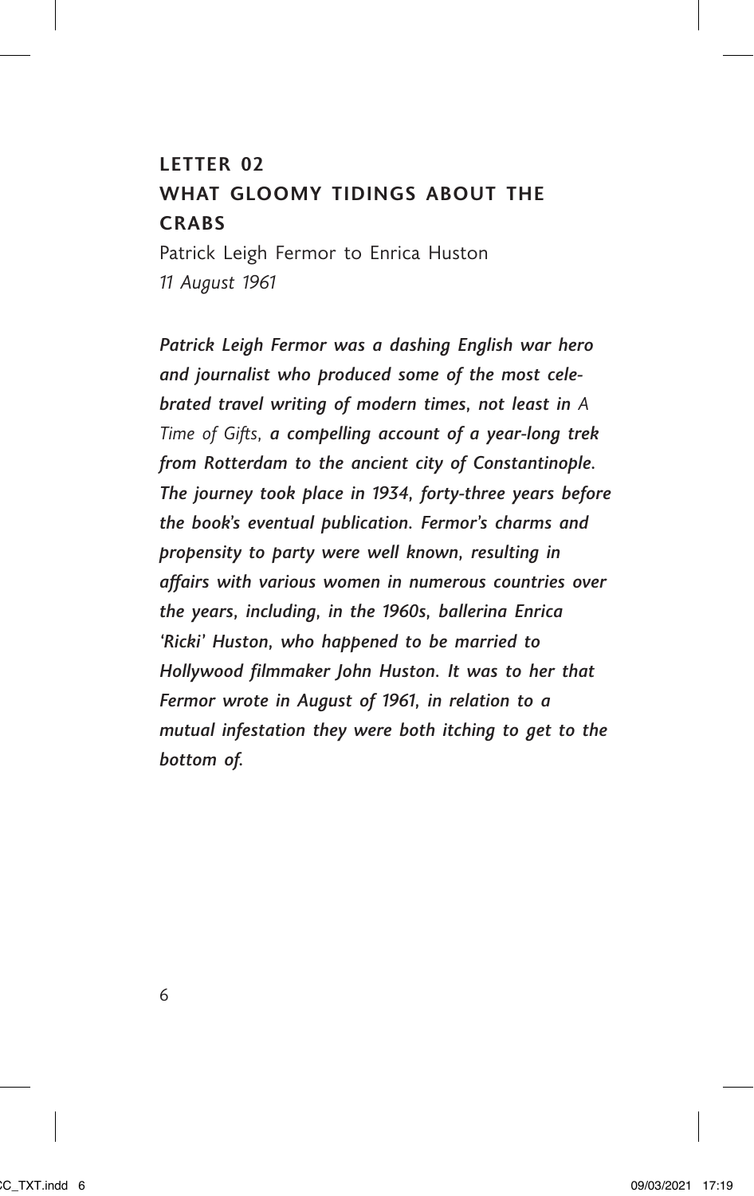## LETTER 02
## WHAT GLOOMY TIDINGS ABOUT THE CRABS

Patrick Leigh Fermor to Enrica Huston
*11 August 1961*

***Patrick Leigh Fermor was a dashing English war hero and journalist who produced some of the most celebrated travel writing of modern times, not least in*** *A Time of Gifts*, ***a compelling account of a year-long trek from Rotterdam to the ancient city of Constantinople. The journey took place in 1934, forty-three years before the book's eventual publication. Fermor's charms and propensity to party were well known, resulting in affairs with various women in numerous countries over the years, including, in the 1960s, ballerina Enrica 'Ricki' Huston, who happened to be married to Hollywood filmmaker John Huston. It was to her that Fermor wrote in August of 1961, in relation to a mutual infestation they were both itching to get to the bottom of.***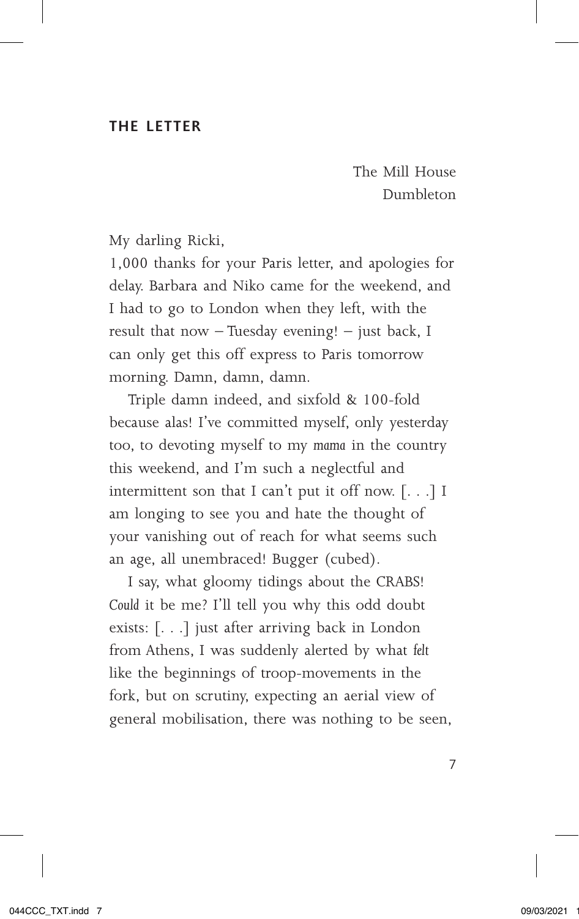## THE LETTER

The Mill House  
Dumbleton

My darling Ricki,

1,000 thanks for your Paris letter, and apologies for delay. Barbara and Niko came for the weekend, and I had to go to London when they left, with the result that now – Tuesday evening! – just back, I can only get this off express to Paris tomorrow morning. Damn, damn, damn.

Triple damn indeed, and sixfold & 100-fold because alas! I've committed myself, only yesterday too, to devoting myself to my *mama* in the country this weekend, and I'm such a neglectful and intermittent son that I can't put it off now. [. . .] I am longing to see you and hate the thought of your vanishing out of reach for what seems such an age, all unembraced! Bugger (cubed).

I say, what gloomy tidings about the CRABS! *Could* it be me? I'll tell you why this odd doubt exists: [. . .] just after arriving back in London from Athens, I was suddenly alerted by what *felt* like the beginnings of troop-movements in the fork, but on scrutiny, expecting an aerial view of general mobilisation, there was nothing to be seen,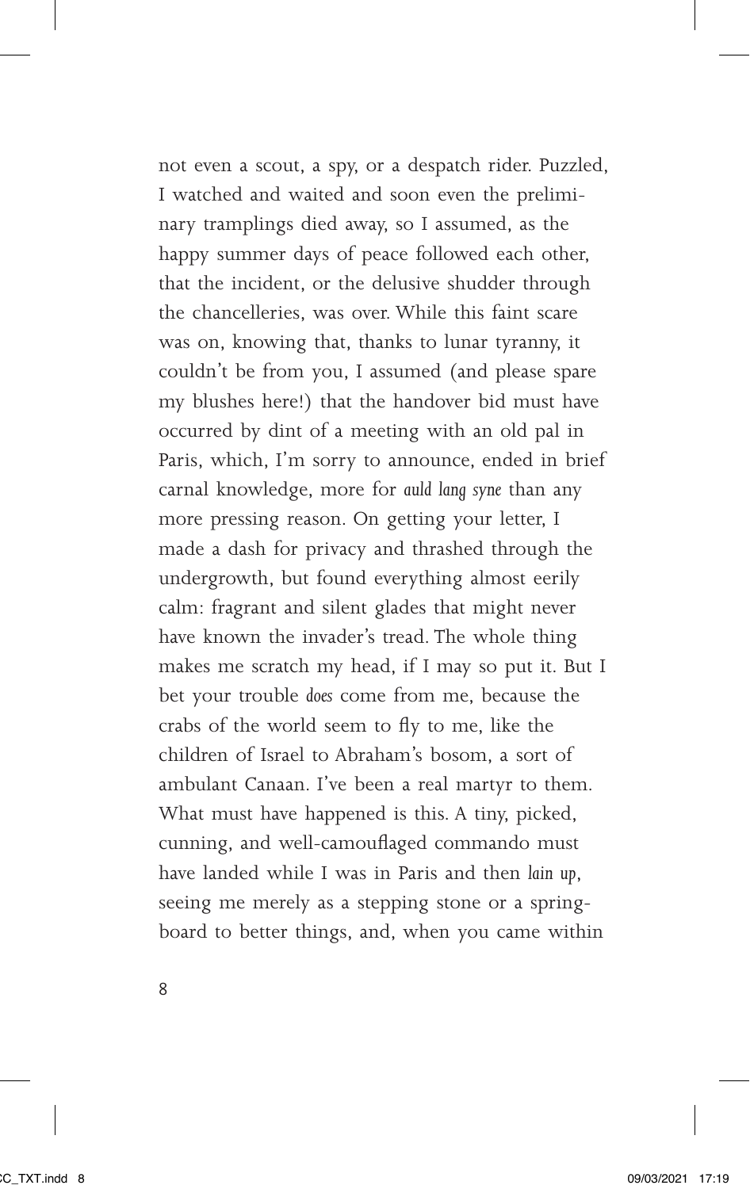not even a scout, a spy, or a despatch rider. Puzzled, I watched and waited and soon even the preliminary tramplings died away, so I assumed, as the happy summer days of peace followed each other, that the incident, or the delusive shudder through the chancelleries, was over. While this faint scare was on, knowing that, thanks to lunar tyranny, it couldn't be from you, I assumed (and please spare my blushes here!) that the handover bid must have occurred by dint of a meeting with an old pal in Paris, which, I'm sorry to announce, ended in brief carnal knowledge, more for *auld lang syne* than any more pressing reason. On getting your letter, I made a dash for privacy and thrashed through the undergrowth, but found everything almost eerily calm: fragrant and silent glades that might never have known the invader's tread. The whole thing makes me scratch my head, if I may so put it. But I bet your trouble *does* come from me, because the crabs of the world seem to fly to me, like the children of Israel to Abraham's bosom, a sort of ambulant Canaan. I've been a real martyr to them. What must have happened is this. A tiny, picked, cunning, and well-camouflaged commando must have landed while I was in Paris and then *lain up*, seeing me merely as a stepping stone or a springboard to better things, and, when you came within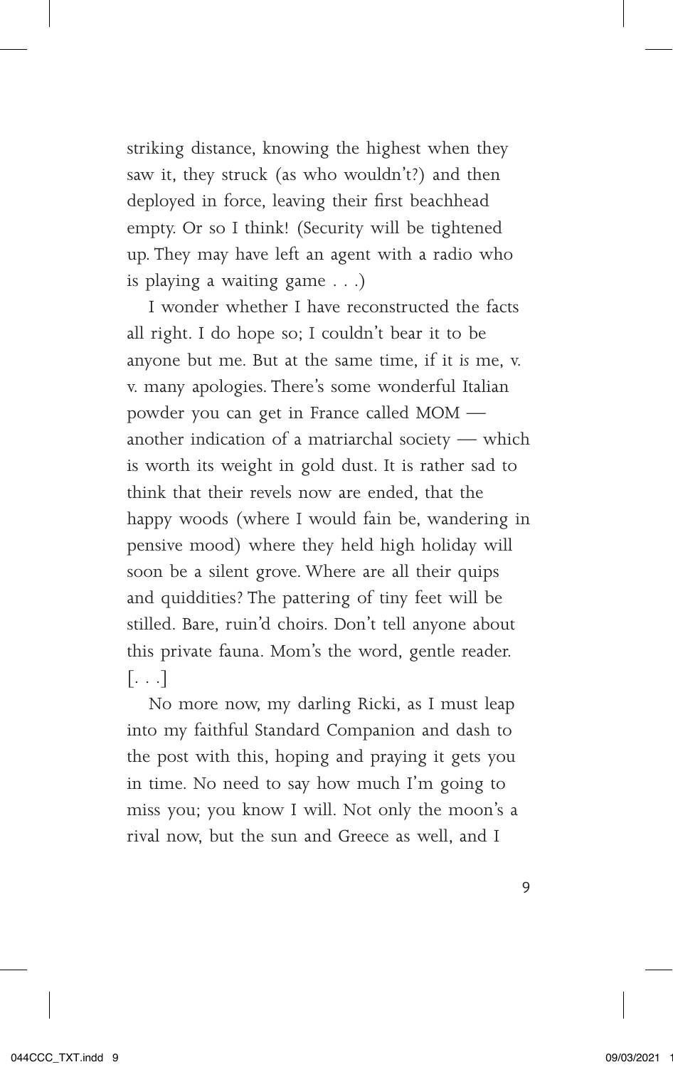striking distance, knowing the highest when they saw it, they struck (as who wouldn't?) and then deployed in force, leaving their first beachhead empty. Or so I think! (Security will be tightened up. They may have left an agent with a radio who is playing a waiting game . . .)

I wonder whether I have reconstructed the facts all right. I do hope so; I couldn't bear it to be anyone but me. But at the same time, if it *is* me, v. v. many apologies. There's some wonderful Italian powder you can get in France called MOM — another indication of a matriarchal society — which is worth its weight in gold dust. It is rather sad to think that their revels now are ended, that the happy woods (where I would fain be, wandering in pensive mood) where they held high holiday will soon be a silent grove. Where are all their quips and quiddities? The pattering of tiny feet will be stilled. Bare, ruin'd choirs. Don't tell anyone about this private fauna. Mom's the word, gentle reader. [. . .]

No more now, my darling Ricki, as I must leap into my faithful Standard Companion and dash to the post with this, hoping and praying it gets you in time. No need to say how much I'm going to miss you; you know I will. Not only the moon's a rival now, but the sun and Greece as well, and I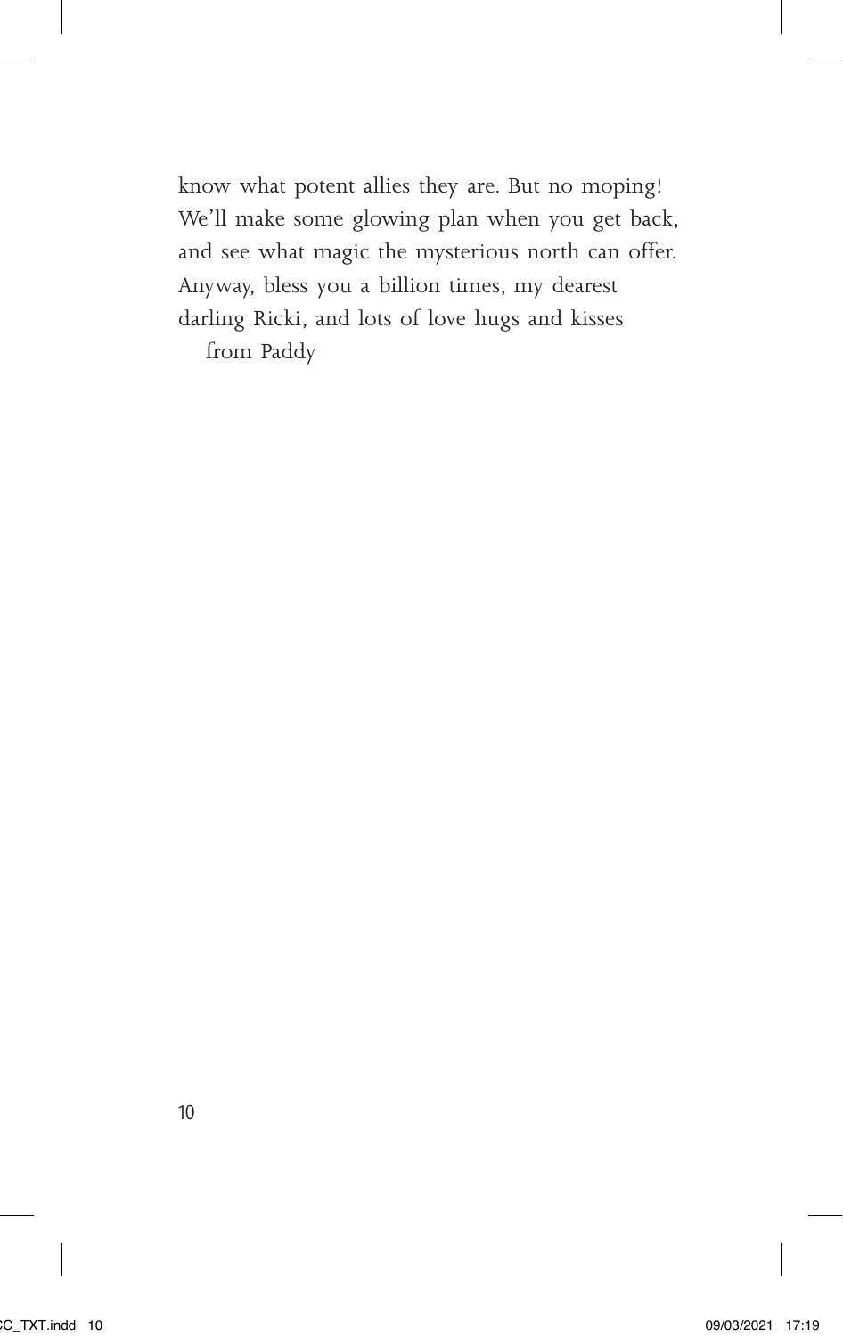know what potent allies they are. But no moping! We'll make some glowing plan when you get back, and see what magic the mysterious north can offer. Anyway, bless you a billion times, my dearest darling Ricki, and lots of love hugs and kisses

from Paddy